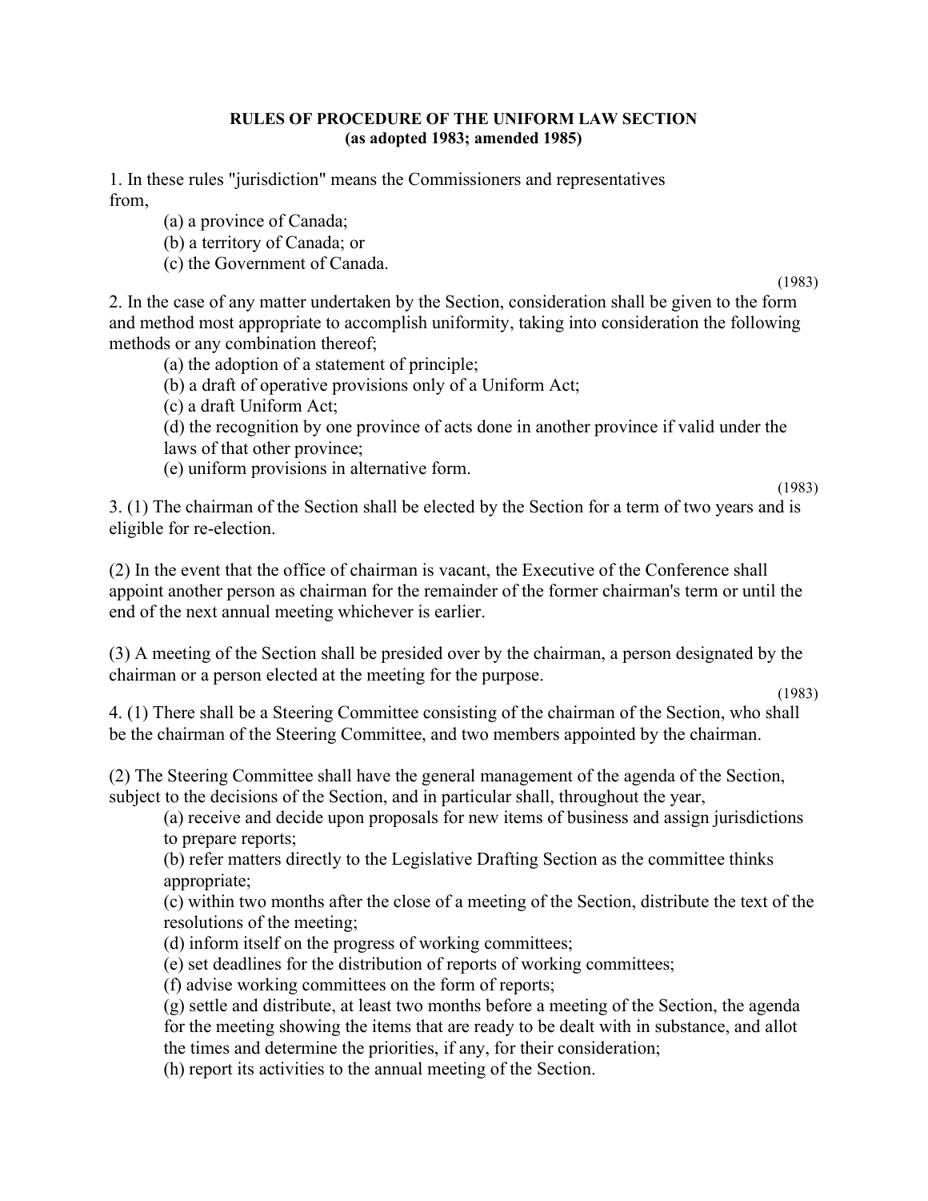**RULES OF PROCEDURE OF THE UNIFORM LAW SECTION**
**(as adopted 1983; amended 1985)**

1. In these rules "jurisdiction" means the Commissioners and representatives from,

   (a) a province of Canada;
   (b) a territory of Canada; or
   (c) the Government of Canada.

(1983)

2. In the case of any matter undertaken by the Section, consideration shall be given to the form and method most appropriate to accomplish uniformity, taking into consideration the following methods or any combination thereof;

   (a) the adoption of a statement of principle;
   (b) a draft of operative provisions only of a Uniform Act;
   (c) a draft Uniform Act;
   (d) the recognition by one province of acts done in another province if valid under the laws of that other province;
   (e) uniform provisions in alternative form.

(1983)

3. (1) The chairman of the Section shall be elected by the Section for a term of two years and is eligible for re-election.

(2) In the event that the office of chairman is vacant, the Executive of the Conference shall appoint another person as chairman for the remainder of the former chairman's term or until the end of the next annual meeting whichever is earlier.

(3) A meeting of the Section shall be presided over by the chairman, a person designated by the chairman or a person elected at the meeting for the purpose.

(1983)

4. (1) There shall be a Steering Committee consisting of the chairman of the Section, who shall be the chairman of the Steering Committee, and two members appointed by the chairman.

(2) The Steering Committee shall have the general management of the agenda of the Section, subject to the decisions of the Section, and in particular shall, throughout the year,

   (a) receive and decide upon proposals for new items of business and assign jurisdictions to prepare reports;
   (b) refer matters directly to the Legislative Drafting Section as the committee thinks appropriate;
   (c) within two months after the close of a meeting of the Section, distribute the text of the resolutions of the meeting;
   (d) inform itself on the progress of working committees;
   (e) set deadlines for the distribution of reports of working committees;
   (f) advise working committees on the form of reports;
   (g) settle and distribute, at least two months before a meeting of the Section, the agenda for the meeting showing the items that are ready to be dealt with in substance, and allot the times and determine the priorities, if any, for their consideration;
   (h) report its activities to the annual meeting of the Section.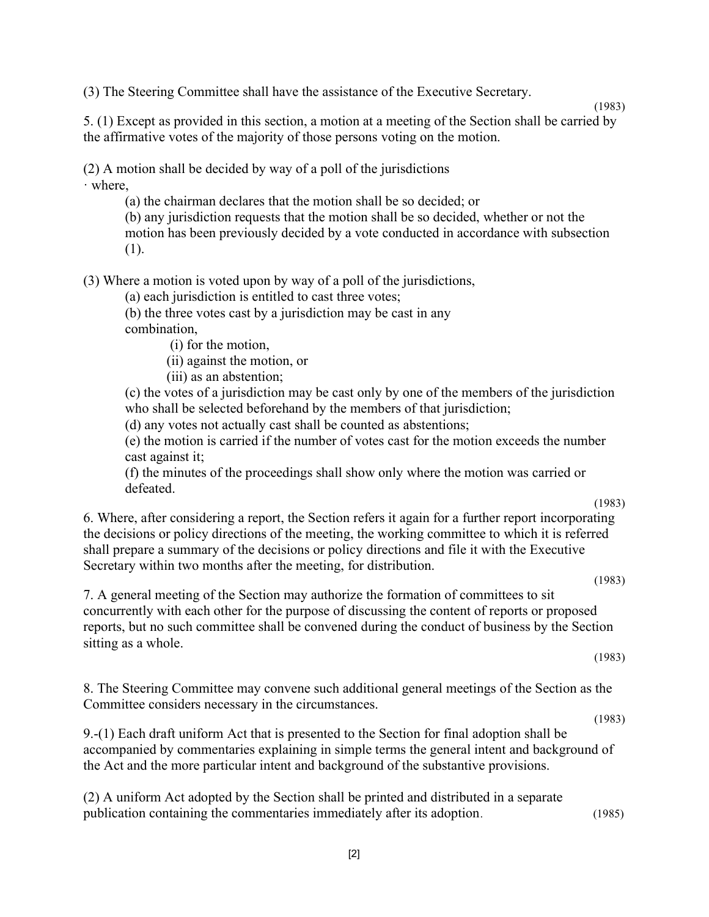(3) The Steering Committee shall have the assistance of the Executive Secretary.

(1983)

5. (1) Except as provided in this section, a motion at a meeting of the Section shall be carried by the affirmative votes of the majority of those persons voting on the motion.

(2) A motion shall be decided by way of a poll of the jurisdictions · where,

(a) the chairman declares that the motion shall be so decided; or

(b) any jurisdiction requests that the motion shall be so decided, whether or not the motion has been previously decided by a vote conducted in accordance with subsection (1).

(3) Where a motion is voted upon by way of a poll of the jurisdictions,

(a) each jurisdiction is entitled to cast three votes;

(b) the three votes cast by a jurisdiction may be cast in any combination,

(i) for the motion,

(ii) against the motion, or

(iii) as an abstention;

(c) the votes of a jurisdiction may be cast only by one of the members of the jurisdiction who shall be selected beforehand by the members of that jurisdiction;

(d) any votes not actually cast shall be counted as abstentions;

(e) the motion is carried if the number of votes cast for the motion exceeds the number cast against it;

(f) the minutes of the proceedings shall show only where the motion was carried or defeated.

(1983)

6. Where, after considering a report, the Section refers it again for a further report incorporating the decisions or policy directions of the meeting, the working committee to which it is referred shall prepare a summary of the decisions or policy directions and file it with the Executive Secretary within two months after the meeting, for distribution.

(1983)

7. A general meeting of the Section may authorize the formation of committees to sit concurrently with each other for the purpose of discussing the content of reports or proposed reports, but no such committee shall be convened during the conduct of business by the Section sitting as a whole.

(1983)

8. The Steering Committee may convene such additional general meetings of the Section as the Committee considers necessary in the circumstances.

(1983)

9.-(1) Each draft uniform Act that is presented to the Section for final adoption shall be accompanied by commentaries explaining in simple terms the general intent and background of the Act and the more particular intent and background of the substantive provisions.

(2) A uniform Act adopted by the Section shall be printed and distributed in a separate publication containing the commentaries immediately after its adoption. (1985)